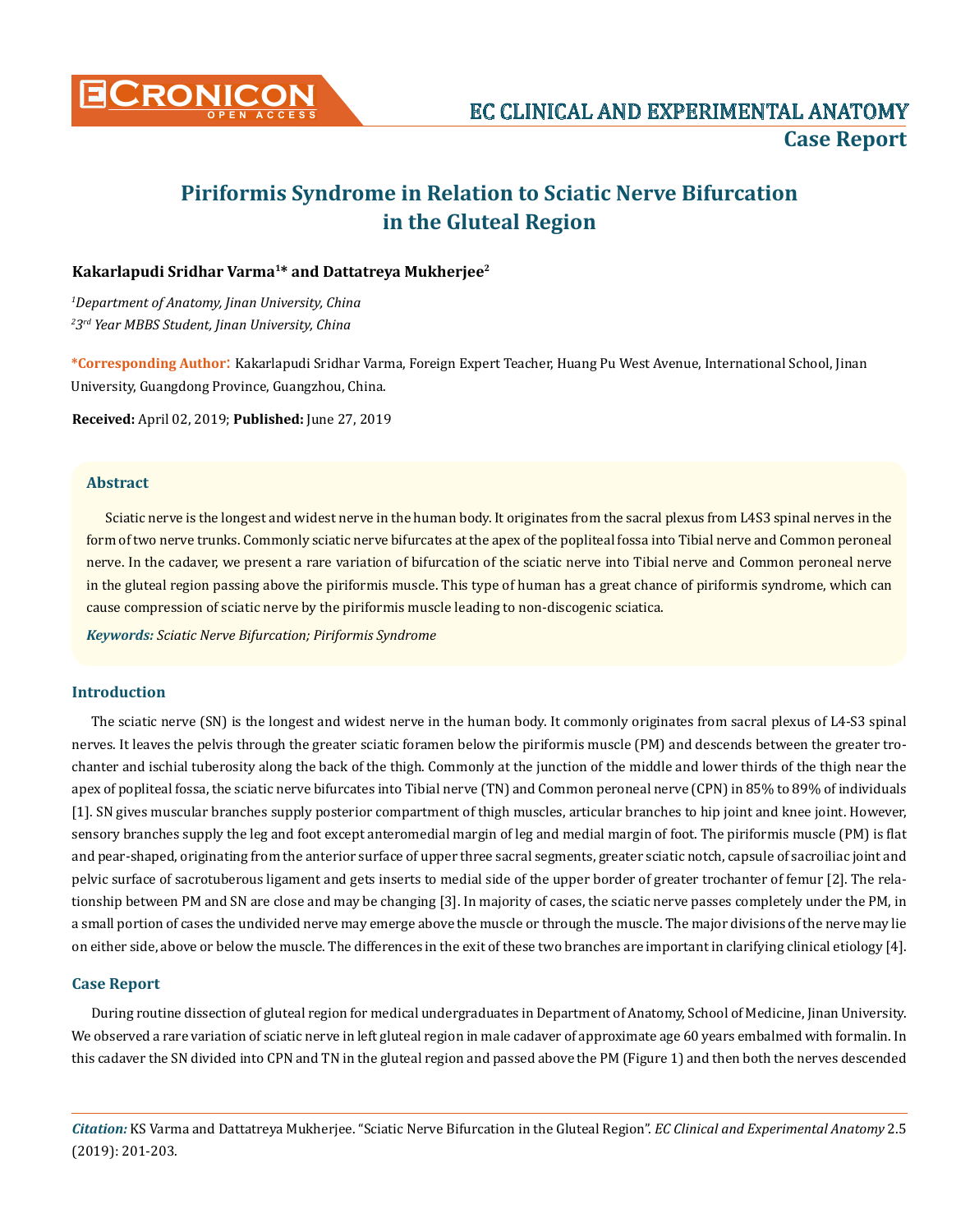# Piriformis Syndrome in Relation to Sciatic Nerve Bifurcation in the Gluteal Region

**Kakarlapudi Sridhar Varma[1]* and Dattatreya Mukherjee[2]**

*[1]Department of Anatomy, Jinan University, China*

*[2]3rd Year MBBS Student, Jinan University, China*

**\*Corresponding Author:** Kakarlapudi Sridhar Varma, Foreign Expert Teacher, Huang Pu West Avenue, International School, Jinan University, Guangdong Province, Guangzhou, China.

**Received:** April 02, 2019; **Published:** June 27, 2019

## Abstract

Sciatic nerve is the longest and widest nerve in the human body. It originates from the sacral plexus from L4S3 spinal nerves in the form of two nerve trunks. Commonly sciatic nerve bifurcates at the apex of the popliteal fossa into Tibial nerve and Common peroneal nerve. In the cadaver, we present a rare variation of bifurcation of the sciatic nerve into Tibial nerve and Common peroneal nerve in the gluteal region passing above the piriformis muscle. This type of human has a great chance of piriformis syndrome, which can cause compression of sciatic nerve by the piriformis muscle leading to non-discogenic sciatica.

***Keywords:*** *Sciatic Nerve Bifurcation; Piriformis Syndrome*

## Introduction

The sciatic nerve (SN) is the longest and widest nerve in the human body. It commonly originates from sacral plexus of L4-S3 spinal nerves. It leaves the pelvis through the greater sciatic foramen below the piriformis muscle (PM) and descends between the greater trochanter and ischial tuberosity along the back of the thigh. Commonly at the junction of the middle and lower thirds of the thigh near the apex of popliteal fossa, the sciatic nerve bifurcates into Tibial nerve (TN) and Common peroneal nerve (CPN) in 85% to 89% of individuals [1]. SN gives muscular branches supply posterior compartment of thigh muscles, articular branches to hip joint and knee joint. However, sensory branches supply the leg and foot except anteromedial margin of leg and medial margin of foot. The piriformis muscle (PM) is flat and pear-shaped, originating from the anterior surface of upper three sacral segments, greater sciatic notch, capsule of sacroiliac joint and pelvic surface of sacrotuberous ligament and gets inserts to medial side of the upper border of greater trochanter of femur [2]. The relationship between PM and SN are close and may be changing [3]. In majority of cases, the sciatic nerve passes completely under the PM, in a small portion of cases the undivided nerve may emerge above the muscle or through the muscle. The major divisions of the nerve may lie on either side, above or below the muscle. The differences in the exit of these two branches are important in clarifying clinical etiology [4].

## Case Report

During routine dissection of gluteal region for medical undergraduates in Department of Anatomy, School of Medicine, Jinan University. We observed a rare variation of sciatic nerve in left gluteal region in male cadaver of approximate age 60 years embalmed with formalin. In this cadaver the SN divided into CPN and TN in the gluteal region and passed above the PM (Figure 1) and then both the nerves descended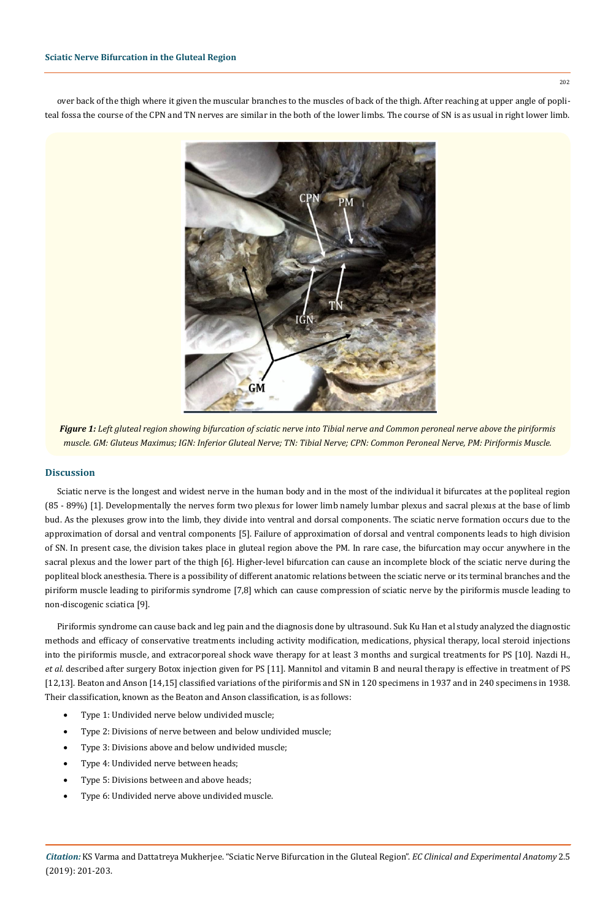over back of the thigh where it given the muscular branches to the muscles of back of the thigh. After reaching at upper angle of popliteal fossa the course of the CPN and TN nerves are similar in the both of the lower limbs. The course of SN is as usual in right lower limb.

***Figure 1:*** *Left gluteal region showing bifurcation of sciatic nerve into Tibial nerve and Common peroneal nerve above the piriformis muscle. GM: Gluteus Maximus; IGN: Inferior Gluteal Nerve; TN: Tibial Nerve; CPN: Common Peroneal Nerve, PM: Piriformis Muscle.*

## Discussion

Sciatic nerve is the longest and widest nerve in the human body and in the most of the individual it bifurcates at the popliteal region (85 - 89%) [1]. Developmentally the nerves form two plexus for lower limb namely lumbar plexus and sacral plexus at the base of limb bud. As the plexuses grow into the limb, they divide into ventral and dorsal components. The sciatic nerve formation occurs due to the approximation of dorsal and ventral components [5]. Failure of approximation of dorsal and ventral components leads to high division of SN. In present case, the division takes place in gluteal region above the PM. In rare case, the bifurcation may occur anywhere in the sacral plexus and the lower part of the thigh [6]. Higher-level bifurcation can cause an incomplete block of the sciatic nerve during the popliteal block anesthesia. There is a possibility of different anatomic relations between the sciatic nerve or its terminal branches and the piriform muscle leading to piriformis syndrome [7,8] which can cause compression of sciatic nerve by the piriformis muscle leading to non-discogenic sciatica [9].

Piriformis syndrome can cause back and leg pain and the diagnosis done by ultrasound. Suk Ku Han et al study analyzed the diagnostic methods and efficacy of conservative treatments including activity modification, medications, physical therapy, local steroid injections into the piriformis muscle, and extracorporeal shock wave therapy for at least 3 months and surgical treatments for PS [10]. Nazdi H., *et al.* described after surgery Botox injection given for PS [11]. Mannitol and vitamin B and neural therapy is effective in treatment of PS [12,13]. Beaton and Anson [14,15] classified variations of the piriformis and SN in 120 specimens in 1937 and in 240 specimens in 1938. Their classification, known as the Beaton and Anson classification, is as follows:

- Type 1: Undivided nerve below undivided muscle;
- Type 2: Divisions of nerve between and below undivided muscle;
- Type 3: Divisions above and below undivided muscle;
- Type 4: Undivided nerve between heads;
- Type 5: Divisions between and above heads;
- Type 6: Undivided nerve above undivided muscle.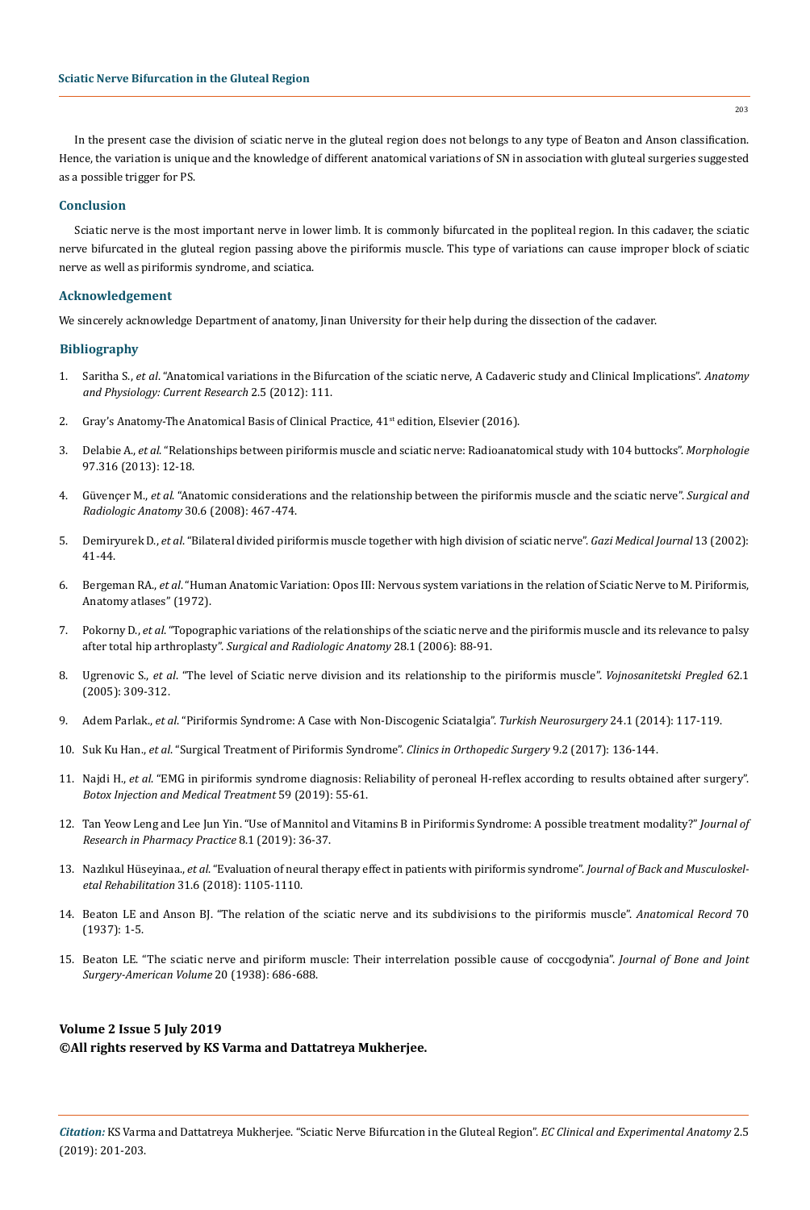In the present case the division of sciatic nerve in the gluteal region does not belongs to any type of Beaton and Anson classification. Hence, the variation is unique and the knowledge of different anatomical variations of SN in association with gluteal surgeries suggested as a possible trigger for PS.

## Conclusion

Sciatic nerve is the most important nerve in lower limb. It is commonly bifurcated in the popliteal region. In this cadaver, the sciatic nerve bifurcated in the gluteal region passing above the piriformis muscle. This type of variations can cause improper block of sciatic nerve as well as piriformis syndrome, and sciatica.

## Acknowledgement

We sincerely acknowledge Department of anatomy, Jinan University for their help during the dissection of the cadaver.

## Bibliography

1. Saritha S., *et al.* "Anatomical variations in the Bifurcation of the sciatic nerve, A Cadaveric study and Clinical Implications". *Anatomy and Physiology: Current Research* 2.5 (2012): 111.
2. Gray's Anatomy-The Anatomical Basis of Clinical Practice, 41st edition, Elsevier (2016).
3. Delabie A., *et al.* "Relationships between piriformis muscle and sciatic nerve: Radioanatomical study with 104 buttocks". *Morphologie* 97.316 (2013): 12-18.
4. Güvençer M., *et al.* "Anatomic considerations and the relationship between the piriformis muscle and the sciatic nerve". *Surgical and Radiologic Anatomy* 30.6 (2008): 467-474.
5. Demiryurek D., *et al.* "Bilateral divided piriformis muscle together with high division of sciatic nerve". *Gazi Medical Journal* 13 (2002): 41-44.
6. Bergeman RA., *et al.* "Human Anatomic Variation: Opos III: Nervous system variations in the relation of Sciatic Nerve to M. Piriformis, Anatomy atlases" (1972).
7. Pokorny D., *et al.* "Topographic variations of the relationships of the sciatic nerve and the piriformis muscle and its relevance to palsy after total hip arthroplasty". *Surgical and Radiologic Anatomy* 28.1 (2006): 88-91.
8. Ugrenovic S., *et al.* "The level of Sciatic nerve division and its relationship to the piriformis muscle". *Vojnosanitetski Pregled* 62.1 (2005): 309-312.
9. Adem Parlak., *et al.* "Piriformis Syndrome: A Case with Non-Discogenic Sciatalgia". *Turkish Neurosurgery* 24.1 (2014): 117-119.
10. Suk Ku Han., *et al.* "Surgical Treatment of Piriformis Syndrome". *Clinics in Orthopedic Surgery* 9.2 (2017): 136-144.
11. Najdi H., *et al.* "EMG in piriformis syndrome diagnosis: Reliability of peroneal H-reflex according to results obtained after surgery". *Botox Injection and Medical Treatment* 59 (2019): 55-61.
12. Tan Yeow Leng and Lee Jun Yin. "Use of Mannitol and Vitamins B in Piriformis Syndrome: A possible treatment modality?" *Journal of Research in Pharmacy Practice* 8.1 (2019): 36-37.
13. Nazlıkul Hüseyinaa., *et al.* "Evaluation of neural therapy effect in patients with piriformis syndrome". *Journal of Back and Musculoskeletal Rehabilitation* 31.6 (2018): 1105-1110.
14. Beaton LE and Anson BJ. "The relation of the sciatic nerve and its subdivisions to the piriformis muscle". *Anatomical Record* 70 (1937): 1-5.
15. Beaton LE. "The sciatic nerve and piriform muscle: Their interrelation possible cause of coccgodynia". *Journal of Bone and Joint Surgery-American Volume* 20 (1938): 686-688.

**Volume 2 Issue 5 July 2019**
**©All rights reserved by KS Varma and Dattatreya Mukherjee.**